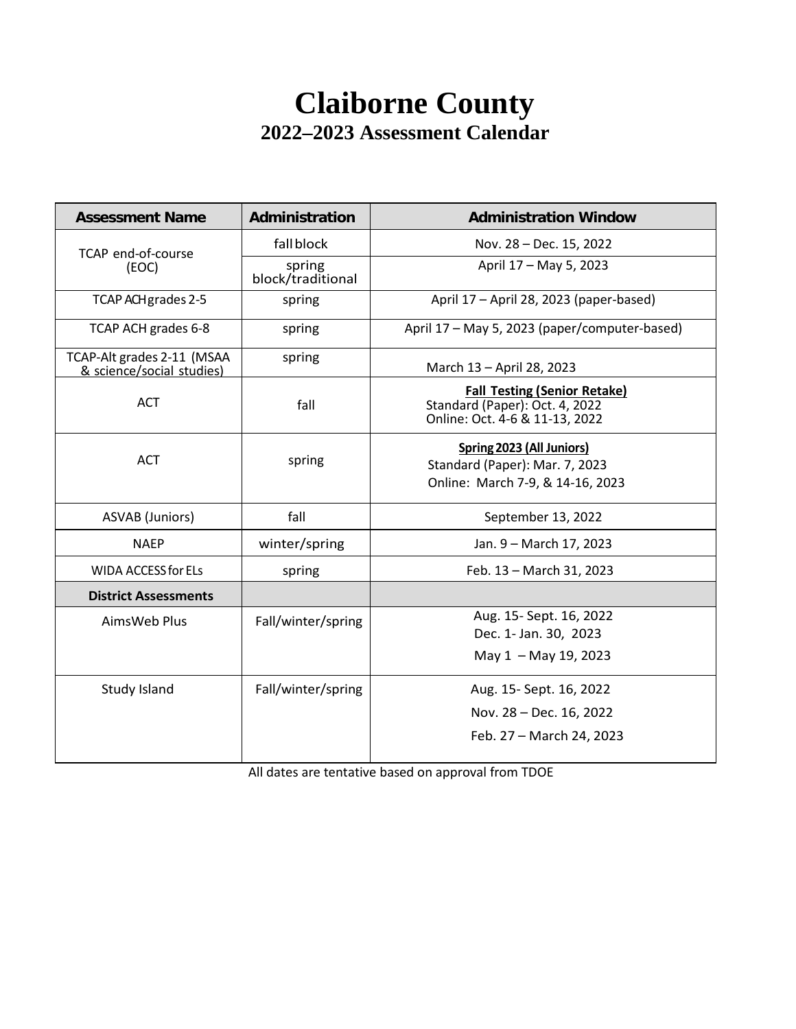# Claiborne County

## 2022–2023 Assessment Calendar

| Assessment Name | Administration | Administration Window |
|---|---|---|
| TCAP end-of-course (EOC) | fall block | Nov. 28 – Dec. 15, 2022 |
| | spring block/traditional | April 17 – May 5, 2023 |
| TCAP ACH grades 2-5 | spring | April 17 – April 28, 2023 (paper-based) |
| TCAP ACH grades 6-8 | spring | April 17 – May 5, 2023 (paper/computer-based) |
| TCAP-Alt grades 2-11 (MSAA & science/social studies) | spring | March 13 – April 28, 2023 |
| ACT | fall | **Fall Testing (Senior Retake)**<br>Standard (Paper): Oct. 4, 2022<br>Online: Oct. 4-6 & 11-13, 2022 |
| ACT | spring | **Spring 2023 (All Juniors)**<br>Standard (Paper): Mar. 7, 2023<br>Online: March 7-9, & 14-16, 2023 |
| ASVAB (Juniors) | fall | September 13, 2022 |
| NAEP | winter/spring | Jan. 9 – March 17, 2023 |
| WIDA ACCESS for ELs | spring | Feb. 13 – March 31, 2023 |
| **District Assessments** | | |
| AimsWeb Plus | Fall/winter/spring | Aug. 15- Sept. 16, 2022<br>Dec. 1- Jan. 30, 2023<br>May 1 – May 19, 2023 |
| Study Island | Fall/winter/spring | Aug. 15- Sept. 16, 2022<br>Nov. 28 – Dec. 16, 2022<br>Feb. 27 – March 24, 2023 |

All dates are tentative based on approval from TDOE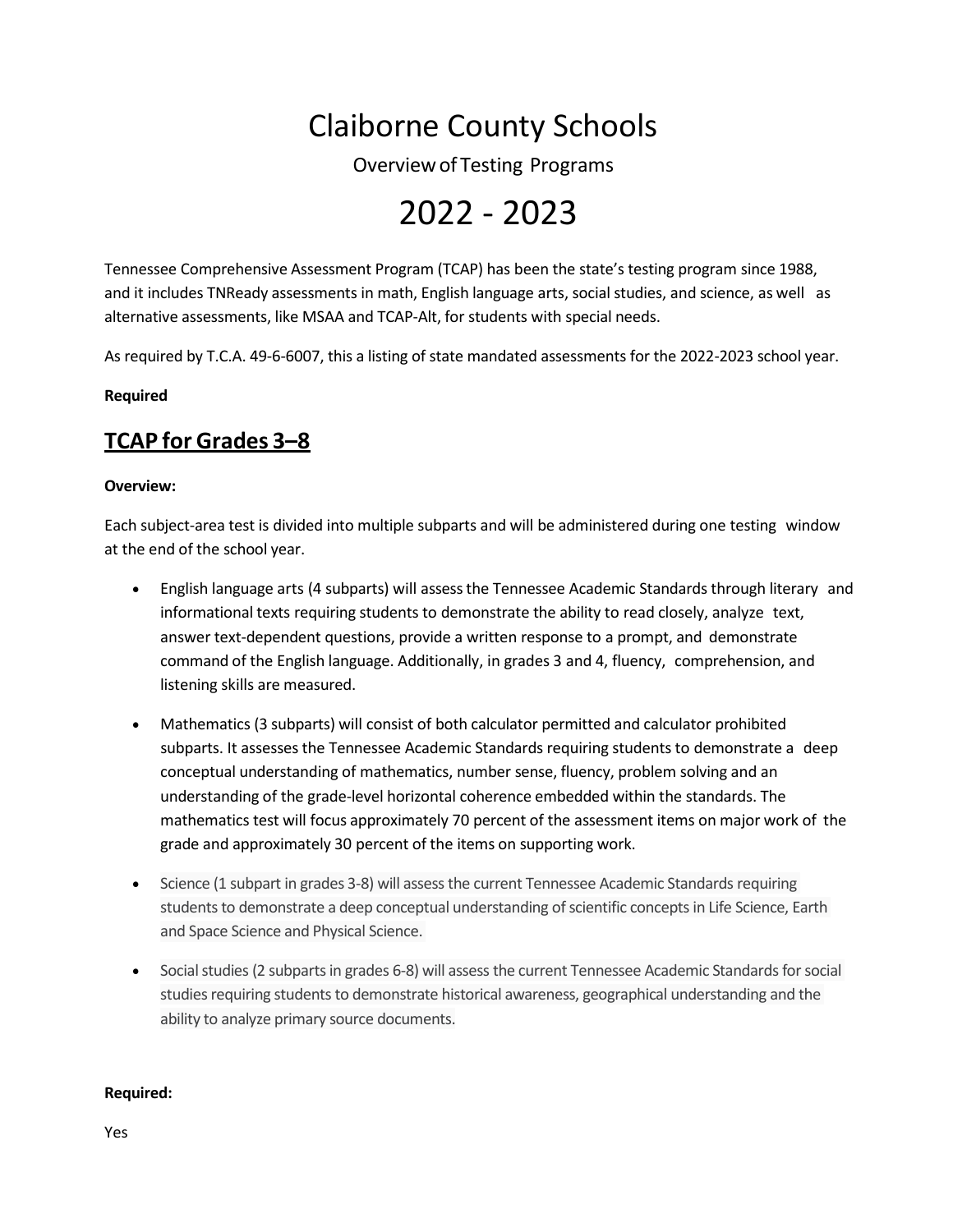# Claiborne County Schools

Overview of Testing Programs

# 2022 - 2023

Tennessee Comprehensive Assessment Program (TCAP) has been the state's testing program since 1988, and it includes TNReady assessments in math, English language arts, social studies, and science, as well as alternative assessments, like MSAA and TCAP-Alt, for students with special needs.

As required by T.C.A. 49-6-6007, this a listing of state mandated assessments for the 2022-2023 school year.

**Required**

## TCAP for Grades 3–8

**Overview:**

Each subject-area test is divided into multiple subparts and will be administered during one testing window at the end of the school year.

- English language arts (4 subparts) will assess the Tennessee Academic Standards through literary and informational texts requiring students to demonstrate the ability to read closely, analyze text, answer text-dependent questions, provide a written response to a prompt, and demonstrate command of the English language. Additionally, in grades 3 and 4, fluency, comprehension, and listening skills are measured.

- Mathematics (3 subparts) will consist of both calculator permitted and calculator prohibited subparts. It assesses the Tennessee Academic Standards requiring students to demonstrate a deep conceptual understanding of mathematics, number sense, fluency, problem solving and an understanding of the grade-level horizontal coherence embedded within the standards. The mathematics test will focus approximately 70 percent of the assessment items on major work of the grade and approximately 30 percent of the items on supporting work.

- Science (1 subpart in grades 3-8) will assess the current Tennessee Academic Standards requiring students to demonstrate a deep conceptual understanding of scientific concepts in Life Science, Earth and Space Science and Physical Science.

- Social studies (2 subparts in grades 6-8) will assess the current Tennessee Academic Standards for social studies requiring students to demonstrate historical awareness, geographical understanding and the ability to analyze primary source documents.

**Required:**

Yes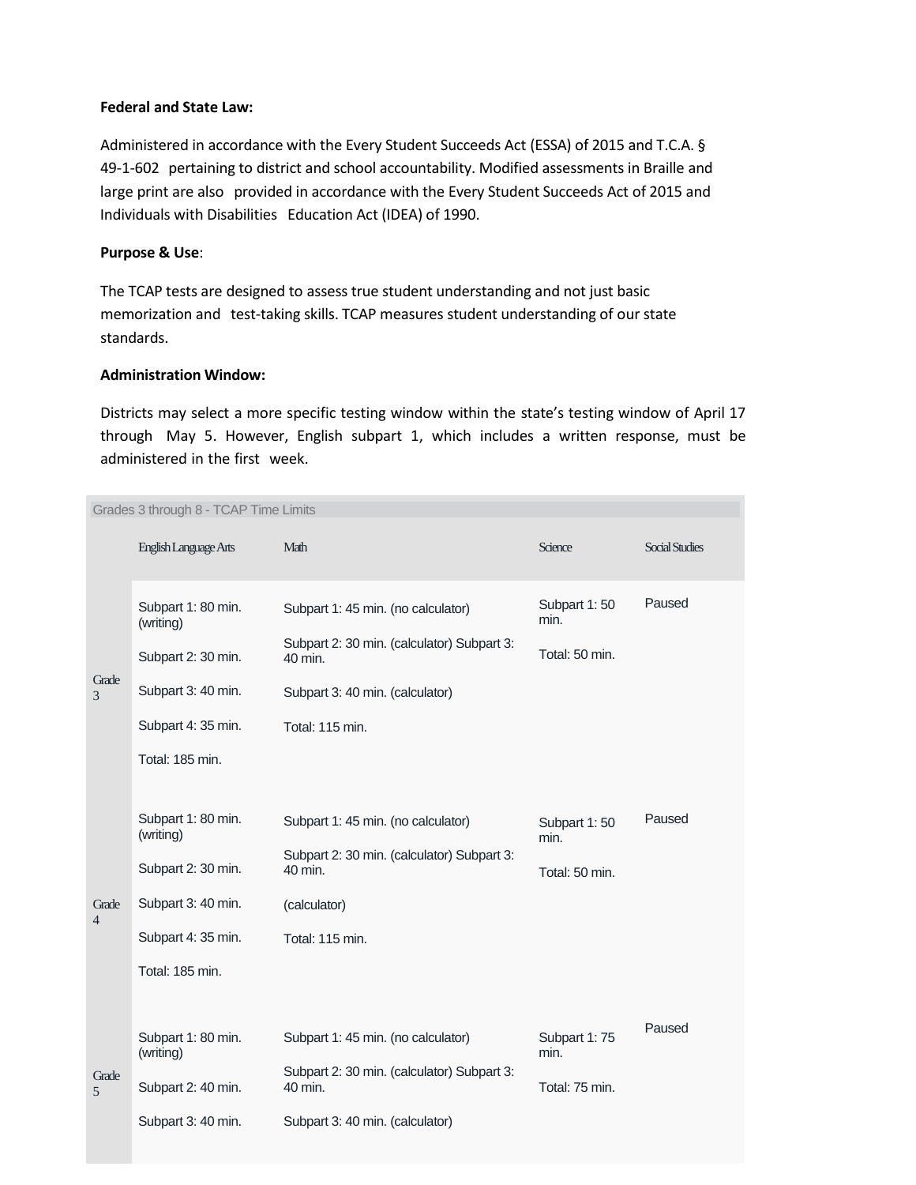**Federal and State Law:**

Administered in accordance with the Every Student Succeeds Act (ESSA) of 2015 and T.C.A. § 49-1-602 pertaining to district and school accountability. Modified assessments in Braille and large print are also provided in accordance with the Every Student Succeeds Act of 2015 and Individuals with Disabilities Education Act (IDEA) of 1990.

**Purpose & Use**:

The TCAP tests are designed to assess true student understanding and not just basic memorization and test-taking skills. TCAP measures student understanding of our state standards.

**Administration Window:**

Districts may select a more specific testing window within the state's testing window of April 17 through May 5. However, English subpart 1, which includes a written response, must be administered in the first week.

| Grades 3 through 8 - TCAP Time Limits | | | | |
|---|---|---|---|---|
| | English Language Arts | Math | Science | Social Studies |
| Grade 3 | Subpart 1: 80 min. (writing)<br>Subpart 2: 30 min.<br>Subpart 3: 40 min.<br>Subpart 4: 35 min.<br>Total: 185 min. | Subpart 1: 45 min. (no calculator)<br>Subpart 2: 30 min. (calculator) Subpart 3: 40 min.<br>Subpart 3: 40 min. (calculator)<br>Total: 115 min. | Subpart 1: 50 min.<br>Total: 50 min. | Paused |
| Grade 4 | Subpart 1: 80 min. (writing)<br>Subpart 2: 30 min.<br>Subpart 3: 40 min.<br>Subpart 4: 35 min.<br>Total: 185 min. | Subpart 1: 45 min. (no calculator)<br>Subpart 2: 30 min. (calculator) Subpart 3: 40 min.<br>(calculator)<br>Total: 115 min. | Subpart 1: 50 min.<br>Total: 50 min. | Paused |
| Grade 5 | Subpart 1: 80 min. (writing)<br>Subpart 2: 40 min.<br>Subpart 3: 40 min. | Subpart 1: 45 min. (no calculator)<br>Subpart 2: 30 min. (calculator) Subpart 3: 40 min.<br>Subpart 3: 40 min. (calculator) | Subpart 1: 75 min.<br>Total: 75 min. | Paused |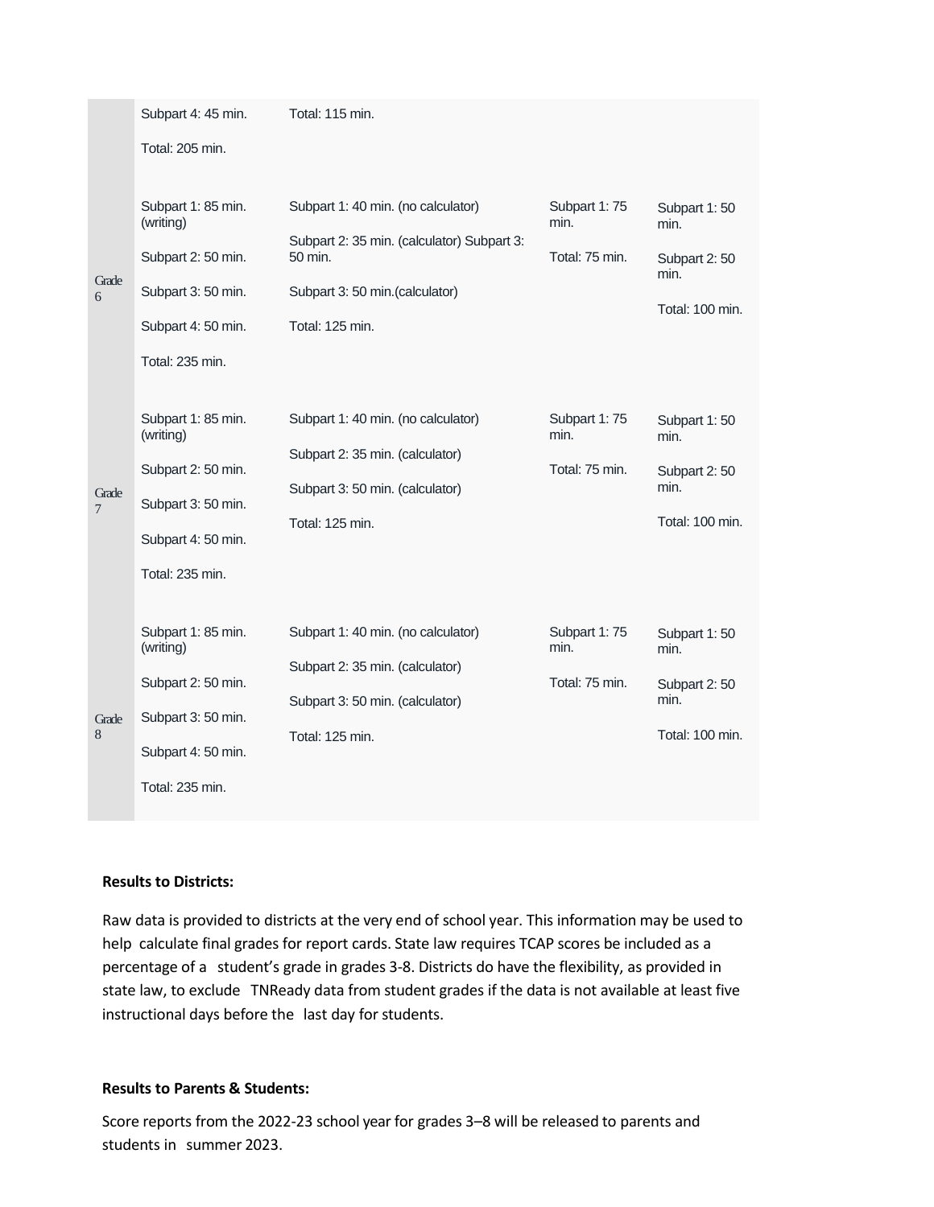| | | | | |
|---|---|---|---|---|
| | Subpart 4: 45 min.<br><br>Total: 205 min. | Total: 115 min. | | |
| Grade 6 | Subpart 1: 85 min. (writing)<br><br>Subpart 2: 50 min.<br><br>Subpart 3: 50 min.<br><br>Subpart 4: 50 min.<br><br>Total: 235 min. | Subpart 1: 40 min. (no calculator)<br><br>Subpart 2: 35 min. (calculator) Subpart 3: 50 min.<br><br>Subpart 3: 50 min.(calculator)<br><br>Total: 125 min. | Subpart 1: 75 min.<br><br>Total: 75 min. | Subpart 1: 50 min.<br><br>Subpart 2: 50 min.<br><br>Total: 100 min. |
| Grade 7 | Subpart 1: 85 min. (writing)<br><br>Subpart 2: 50 min.<br><br>Subpart 3: 50 min.<br><br>Subpart 4: 50 min.<br><br>Total: 235 min. | Subpart 1: 40 min. (no calculator)<br><br>Subpart 2: 35 min. (calculator)<br><br>Subpart 3: 50 min. (calculator)<br><br>Total: 125 min. | Subpart 1: 75 min.<br><br>Total: 75 min. | Subpart 1: 50 min.<br><br>Subpart 2: 50 min.<br><br>Total: 100 min. |
| Grade 8 | Subpart 1: 85 min. (writing)<br><br>Subpart 2: 50 min.<br><br>Subpart 3: 50 min.<br><br>Subpart 4: 50 min.<br><br>Total: 235 min. | Subpart 1: 40 min. (no calculator)<br><br>Subpart 2: 35 min. (calculator)<br><br>Subpart 3: 50 min. (calculator)<br><br>Total: 125 min. | Subpart 1: 75 min.<br><br>Total: 75 min. | Subpart 1: 50 min.<br><br>Subpart 2: 50 min.<br><br>Total: 100 min. |

**Results to Districts:**

Raw data is provided to districts at the very end of school year. This information may be used to help calculate final grades for report cards. State law requires TCAP scores be included as a percentage of a student's grade in grades 3-8. Districts do have the flexibility, as provided in state law, to exclude TNReady data from student grades if the data is not available at least five instructional days before the last day for students.

**Results to Parents & Students:**

Score reports from the 2022-23 school year for grades 3–8 will be released to parents and students in summer 2023.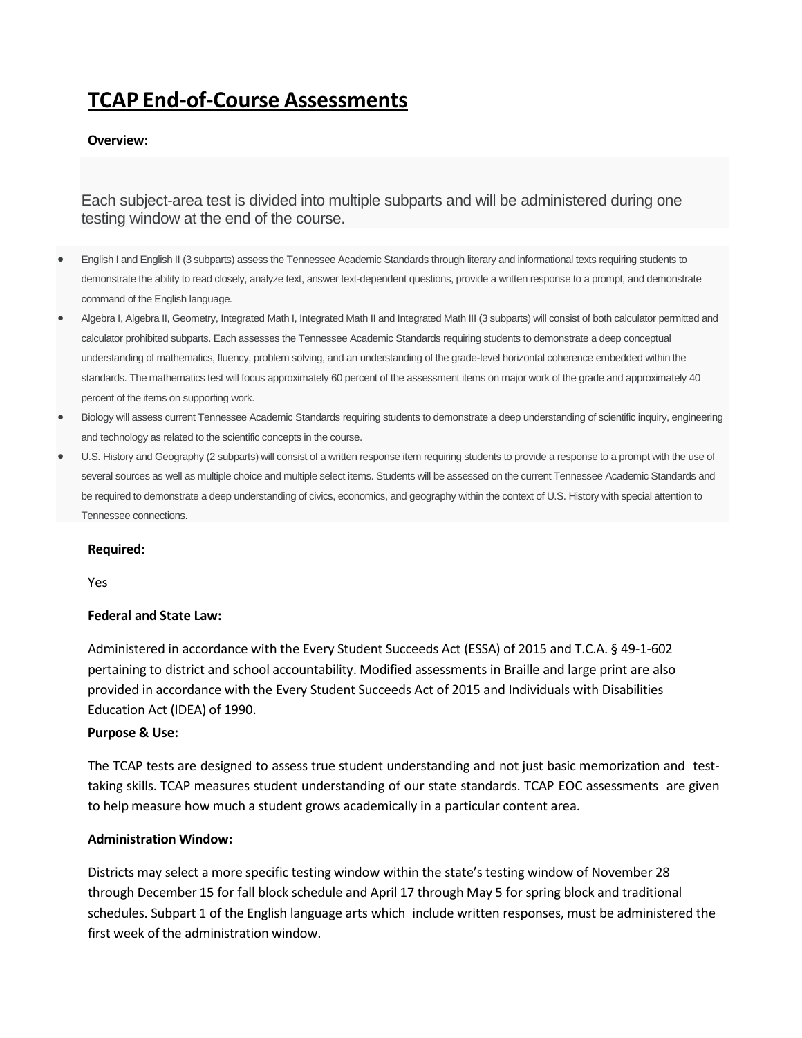# TCAP End-of-Course Assessments

**Overview:**

Each subject-area test is divided into multiple subparts and will be administered during one testing window at the end of the course.

- English I and English II (3 subparts) assess the Tennessee Academic Standards through literary and informational texts requiring students to demonstrate the ability to read closely, analyze text, answer text-dependent questions, provide a written response to a prompt, and demonstrate command of the English language.
- Algebra I, Algebra II, Geometry, Integrated Math I, Integrated Math II and Integrated Math III (3 subparts) will consist of both calculator permitted and calculator prohibited subparts. Each assesses the Tennessee Academic Standards requiring students to demonstrate a deep conceptual understanding of mathematics, fluency, problem solving, and an understanding of the grade-level horizontal coherence embedded within the standards. The mathematics test will focus approximately 60 percent of the assessment items on major work of the grade and approximately 40 percent of the items on supporting work.
- Biology will assess current Tennessee Academic Standards requiring students to demonstrate a deep understanding of scientific inquiry, engineering and technology as related to the scientific concepts in the course.
- U.S. History and Geography (2 subparts) will consist of a written response item requiring students to provide a response to a prompt with the use of several sources as well as multiple choice and multiple select items. Students will be assessed on the current Tennessee Academic Standards and be required to demonstrate a deep understanding of civics, economics, and geography within the context of U.S. History with special attention to Tennessee connections.

**Required:**

Yes

**Federal and State Law:**

Administered in accordance with the Every Student Succeeds Act (ESSA) of 2015 and T.C.A. § 49-1-602 pertaining to district and school accountability. Modified assessments in Braille and large print are also provided in accordance with the Every Student Succeeds Act of 2015 and Individuals with Disabilities Education Act (IDEA) of 1990.

**Purpose & Use:**

The TCAP tests are designed to assess true student understanding and not just basic memorization and test-taking skills. TCAP measures student understanding of our state standards. TCAP EOC assessments are given to help measure how much a student grows academically in a particular content area.

**Administration Window:**

Districts may select a more specific testing window within the state's testing window of November 28 through December 15 for fall block schedule and April 17 through May 5 for spring block and traditional schedules. Subpart 1 of the English language arts which include written responses, must be administered the first week of the administration window.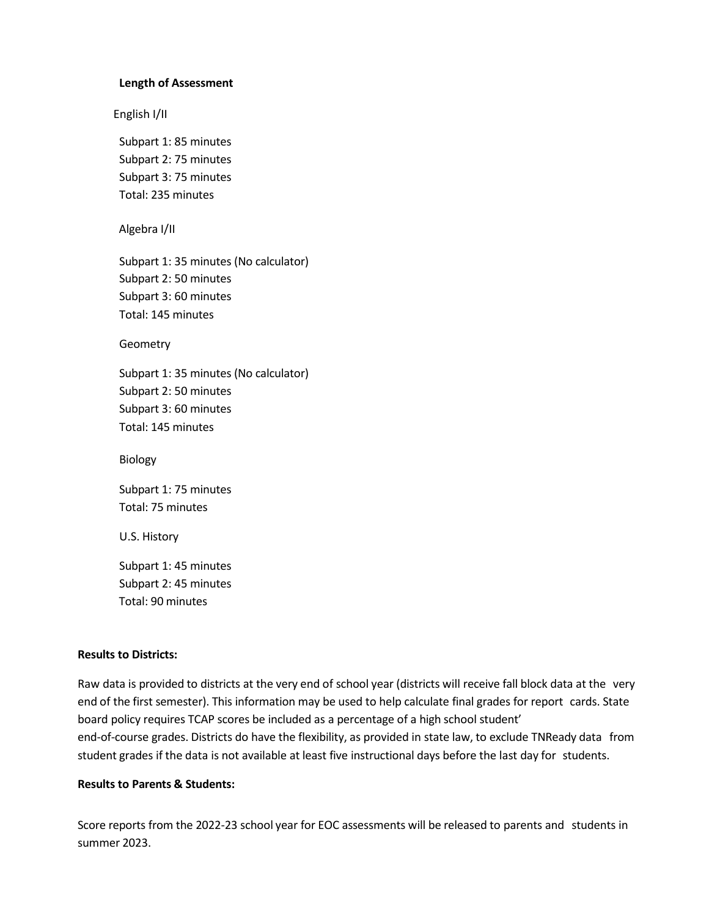**Length of Assessment**

English I/II

Subpart 1: 85 minutes
Subpart 2: 75 minutes
Subpart 3: 75 minutes
Total: 235 minutes

Algebra I/II

Subpart 1: 35 minutes (No calculator)
Subpart 2: 50 minutes
Subpart 3: 60 minutes
Total: 145 minutes

Geometry

Subpart 1: 35 minutes (No calculator)
Subpart 2: 50 minutes
Subpart 3: 60 minutes
Total: 145 minutes

Biology

Subpart 1: 75 minutes
Total: 75 minutes

U.S. History

Subpart 1: 45 minutes
Subpart 2: 45 minutes
Total: 90 minutes

**Results to Districts:**

Raw data is provided to districts at the very end of school year (districts will receive fall block data at the very end of the first semester). This information may be used to help calculate final grades for report cards. State board policy requires TCAP scores be included as a percentage of a high school student' end-of-course grades. Districts do have the flexibility, as provided in state law, to exclude TNReady data from student grades if the data is not available at least five instructional days before the last day for students.

**Results to Parents & Students:**

Score reports from the 2022-23 school year for EOC assessments will be released to parents and students in summer 2023.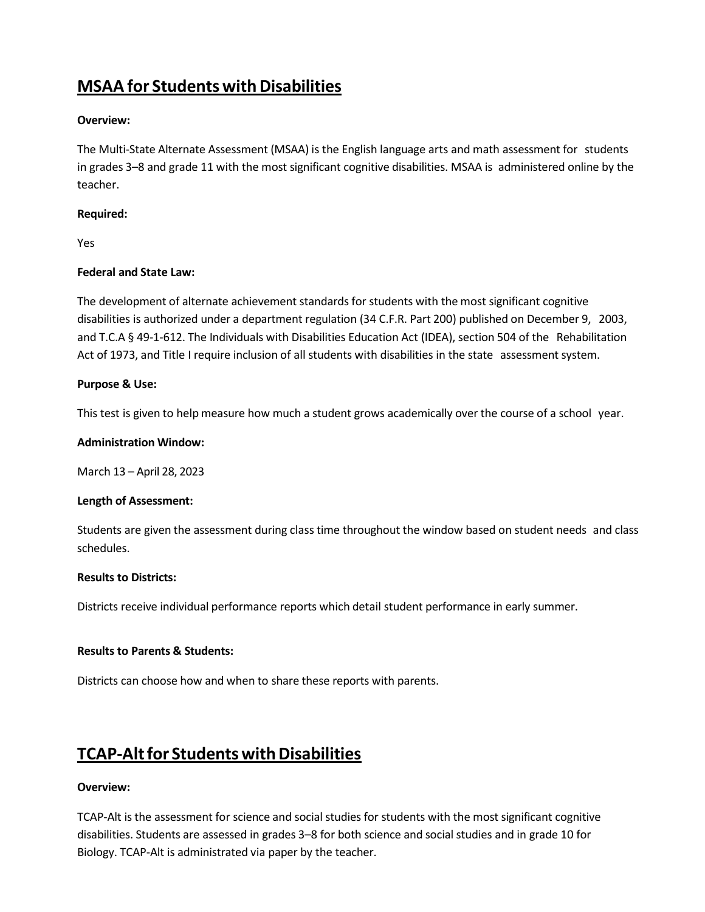## MSAA for Students with Disabilities

**Overview:**

The Multi-State Alternate Assessment (MSAA) is the English language arts and math assessment for students in grades 3–8 and grade 11 with the most significant cognitive disabilities. MSAA is administered online by the teacher.

**Required:**

Yes

**Federal and State Law:**

The development of alternate achievement standards for students with the most significant cognitive disabilities is authorized under a department regulation (34 C.F.R. Part 200) published on December 9, 2003, and T.C.A § 49-1-612. The Individuals with Disabilities Education Act (IDEA), section 504 of the Rehabilitation Act of 1973, and Title I require inclusion of all students with disabilities in the state assessment system.

**Purpose & Use:**

This test is given to help measure how much a student grows academically over the course of a school year.

**Administration Window:**

March 13 – April 28, 2023

**Length of Assessment:**

Students are given the assessment during class time throughout the window based on student needs and class schedules.

**Results to Districts:**

Districts receive individual performance reports which detail student performance in early summer.

**Results to Parents & Students:**

Districts can choose how and when to share these reports with parents.

## TCAP-Alt for Students with Disabilities

**Overview:**

TCAP-Alt is the assessment for science and social studies for students with the most significant cognitive disabilities. Students are assessed in grades 3–8 for both science and social studies and in grade 10 for Biology. TCAP-Alt is administrated via paper by the teacher.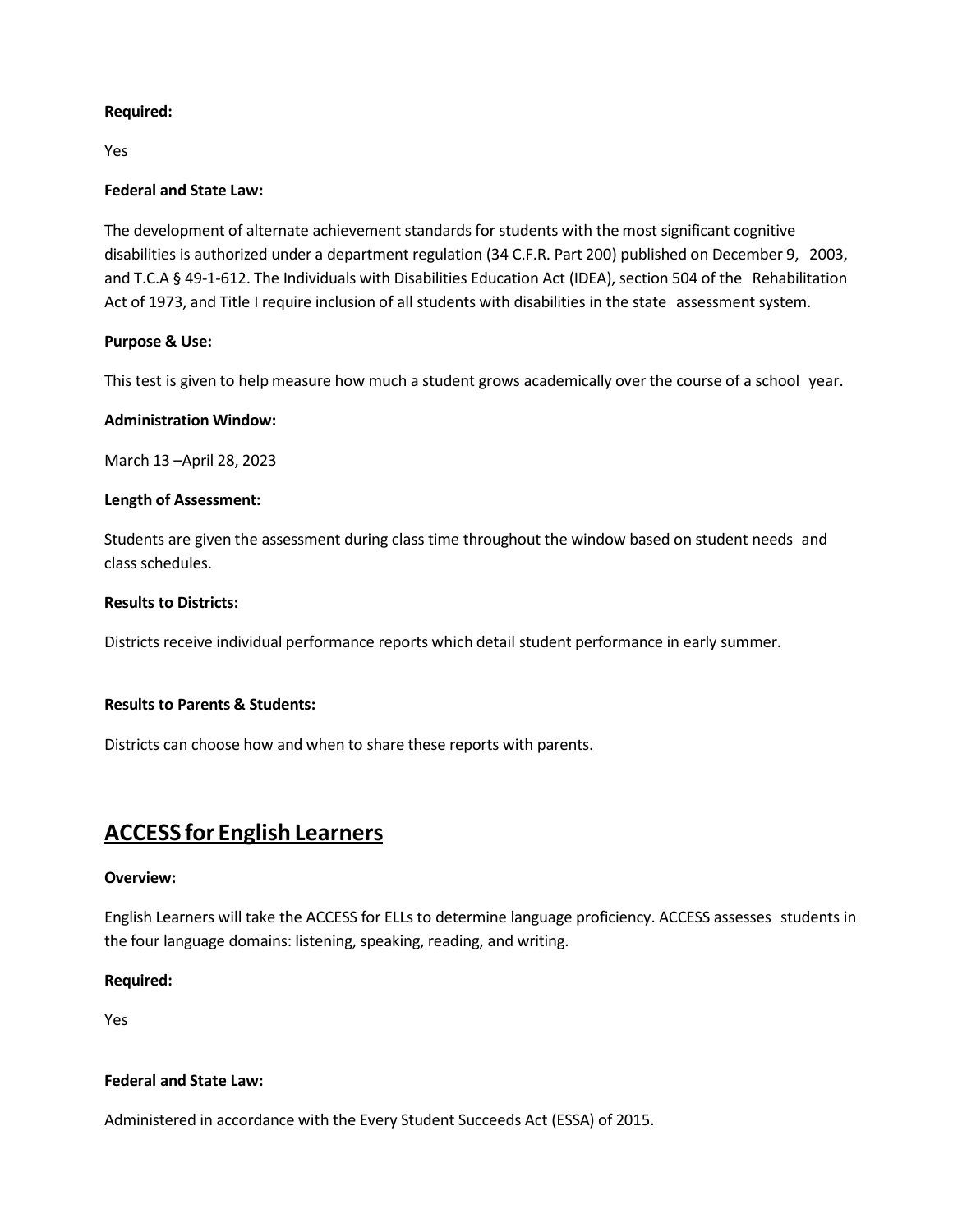**Required:**

Yes

**Federal and State Law:**

The development of alternate achievement standards for students with the most significant cognitive disabilities is authorized under a department regulation (34 C.F.R. Part 200) published on December 9, 2003, and T.C.A § 49-1-612. The Individuals with Disabilities Education Act (IDEA), section 504 of the Rehabilitation Act of 1973, and Title I require inclusion of all students with disabilities in the state assessment system.

**Purpose & Use:**

This test is given to help measure how much a student grows academically over the course of a school year.

**Administration Window:**

March 13 –April 28, 2023

**Length of Assessment:**

Students are given the assessment during class time throughout the window based on student needs and class schedules.

**Results to Districts:**

Districts receive individual performance reports which detail student performance in early summer.

**Results to Parents & Students:**

Districts can choose how and when to share these reports with parents.

## ACCESS for English Learners

**Overview:**

English Learners will take the ACCESS for ELLs to determine language proficiency. ACCESS assesses students in the four language domains: listening, speaking, reading, and writing.

**Required:**

Yes

**Federal and State Law:**

Administered in accordance with the Every Student Succeeds Act (ESSA) of 2015.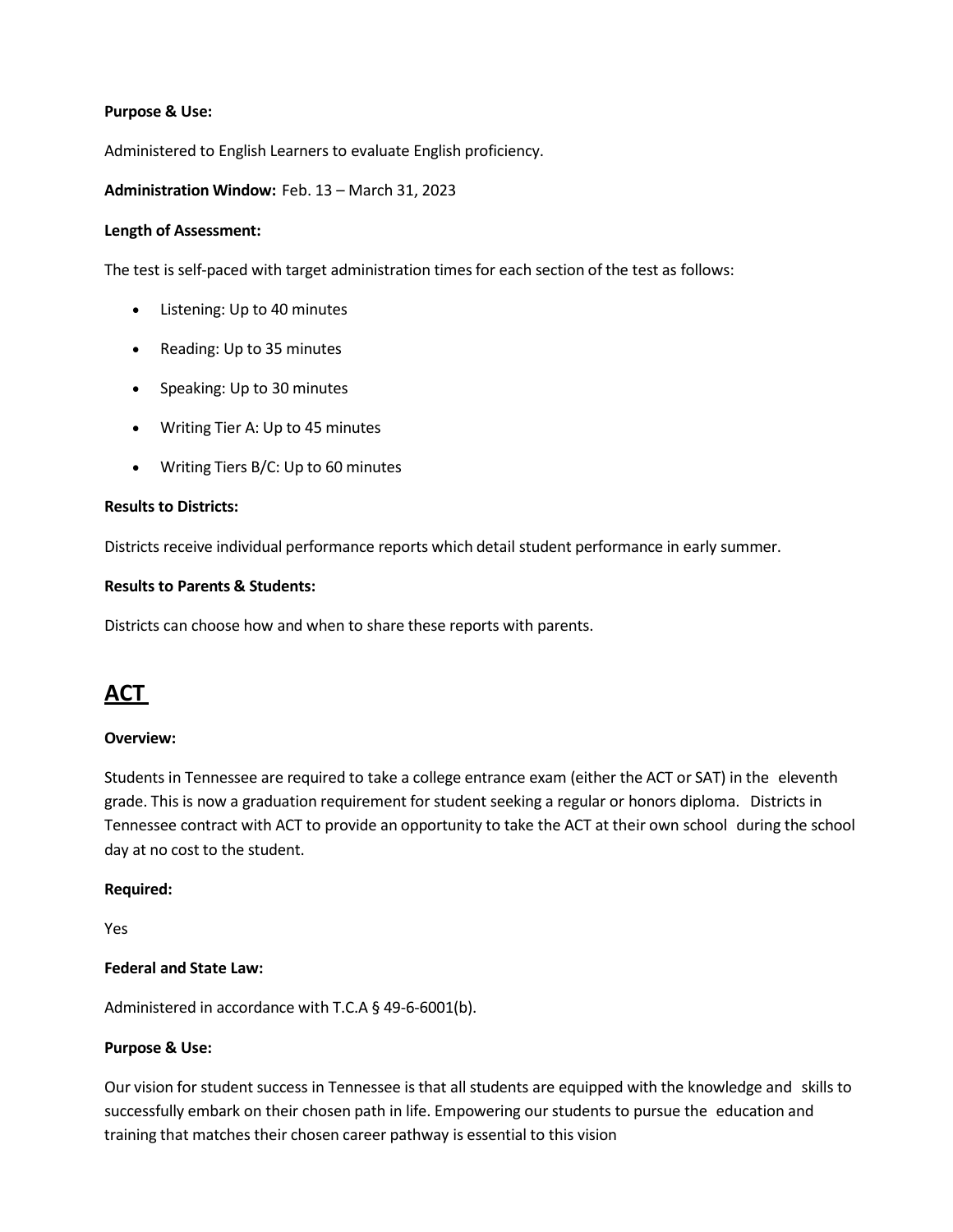**Purpose & Use:**

Administered to English Learners to evaluate English proficiency.

**Administration Window:** Feb. 13 – March 31, 2023

**Length of Assessment:**

The test is self-paced with target administration times for each section of the test as follows:

- Listening: Up to 40 minutes
- Reading: Up to 35 minutes
- Speaking: Up to 30 minutes
- Writing Tier A: Up to 45 minutes
- Writing Tiers B/C: Up to 60 minutes

**Results to Districts:**

Districts receive individual performance reports which detail student performance in early summer.

**Results to Parents & Students:**

Districts can choose how and when to share these reports with parents.

## ACT

**Overview:**

Students in Tennessee are required to take a college entrance exam (either the ACT or SAT) in the eleventh grade. This is now a graduation requirement for student seeking a regular or honors diploma. Districts in Tennessee contract with ACT to provide an opportunity to take the ACT at their own school during the school day at no cost to the student.

**Required:**

Yes

**Federal and State Law:**

Administered in accordance with T.C.A § 49-6-6001(b).

**Purpose & Use:**

Our vision for student success in Tennessee is that all students are equipped with the knowledge and skills to successfully embark on their chosen path in life. Empowering our students to pursue the education and training that matches their chosen career pathway is essential to this vision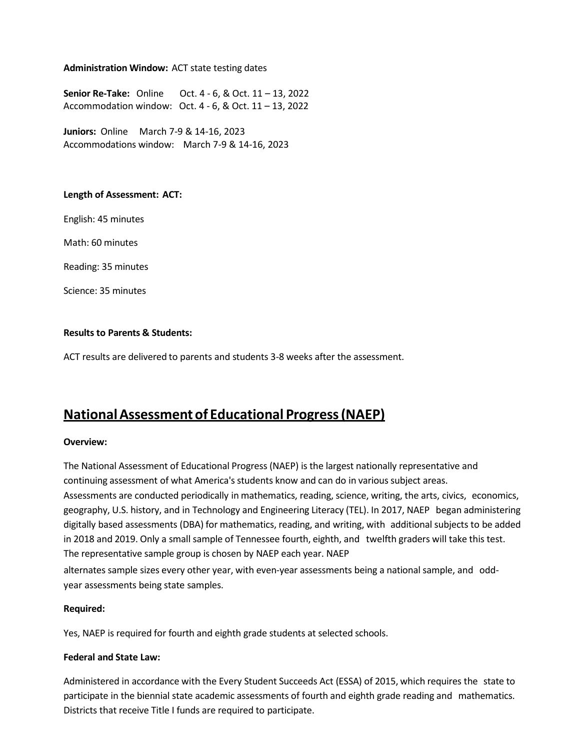**Administration Window:** ACT state testing dates

**Senior Re-Take:** Online Oct. 4 - 6, & Oct. 11 – 13, 2022
Accommodation window: Oct. 4 - 6, & Oct. 11 – 13, 2022

**Juniors:** Online March 7-9 & 14-16, 2023
Accommodations window: March 7-9 & 14-16, 2023

**Length of Assessment: ACT:**

English: 45 minutes

Math: 60 minutes

Reading: 35 minutes

Science: 35 minutes

**Results to Parents & Students:**

ACT results are delivered to parents and students 3-8 weeks after the assessment.

## National Assessment of Educational Progress (NAEP)

**Overview:**

The National Assessment of Educational Progress (NAEP) is the largest nationally representative and continuing assessment of what America's students know and can do in various subject areas. Assessments are conducted periodically in mathematics, reading, science, writing, the arts, civics, economics, geography, U.S. history, and in Technology and Engineering Literacy (TEL). In 2017, NAEP began administering digitally based assessments (DBA) for mathematics, reading, and writing, with additional subjects to be added in 2018 and 2019. Only a small sample of Tennessee fourth, eighth, and twelfth graders will take this test. The representative sample group is chosen by NAEP each year. NAEP alternates sample sizes every other year, with even-year assessments being a national sample, and odd-year assessments being state samples.

**Required:**

Yes, NAEP is required for fourth and eighth grade students at selected schools.

**Federal and State Law:**

Administered in accordance with the Every Student Succeeds Act (ESSA) of 2015, which requires the state to participate in the biennial state academic assessments of fourth and eighth grade reading and mathematics. Districts that receive Title I funds are required to participate.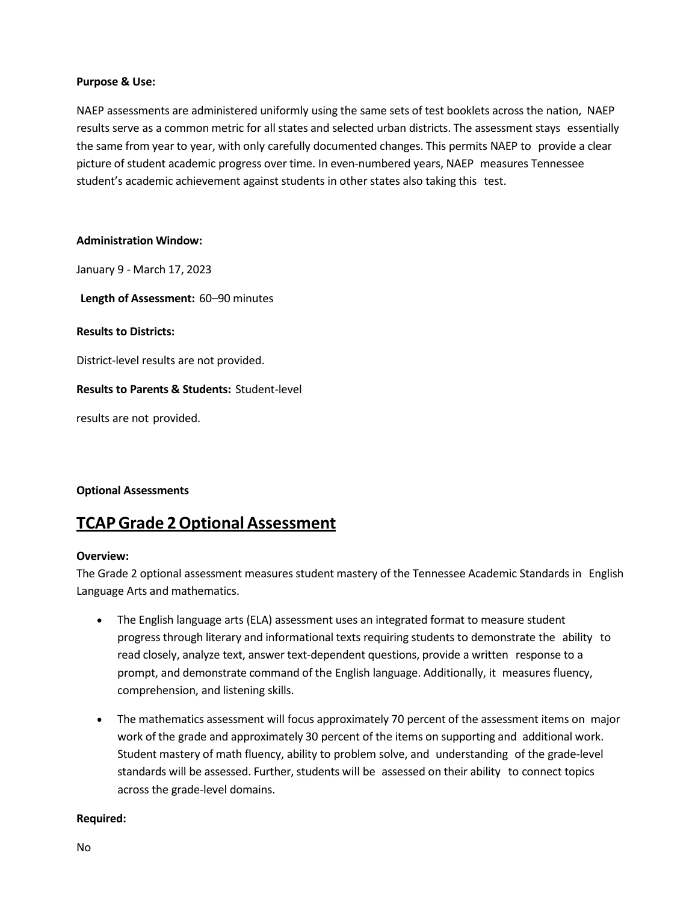**Purpose & Use:**

NAEP assessments are administered uniformly using the same sets of test booklets across the nation, NAEP results serve as a common metric for all states and selected urban districts. The assessment stays essentially the same from year to year, with only carefully documented changes. This permits NAEP to provide a clear picture of student academic progress over time. In even-numbered years, NAEP measures Tennessee student's academic achievement against students in other states also taking this test.

**Administration Window:**

January 9 - March 17, 2023

**Length of Assessment:** 60–90 minutes

**Results to Districts:**

District-level results are not provided.

**Results to Parents & Students:** Student-level results are not provided.

**Optional Assessments**

## TCAP Grade 2 Optional Assessment

**Overview:**

The Grade 2 optional assessment measures student mastery of the Tennessee Academic Standards in English Language Arts and mathematics.

- The English language arts (ELA) assessment uses an integrated format to measure student progress through literary and informational texts requiring students to demonstrate the ability to read closely, analyze text, answer text-dependent questions, provide a written response to a prompt, and demonstrate command of the English language. Additionally, it measures fluency, comprehension, and listening skills.
- The mathematics assessment will focus approximately 70 percent of the assessment items on major work of the grade and approximately 30 percent of the items on supporting and additional work. Student mastery of math fluency, ability to problem solve, and understanding of the grade-level standards will be assessed. Further, students will be assessed on their ability to connect topics across the grade-level domains.

**Required:**

No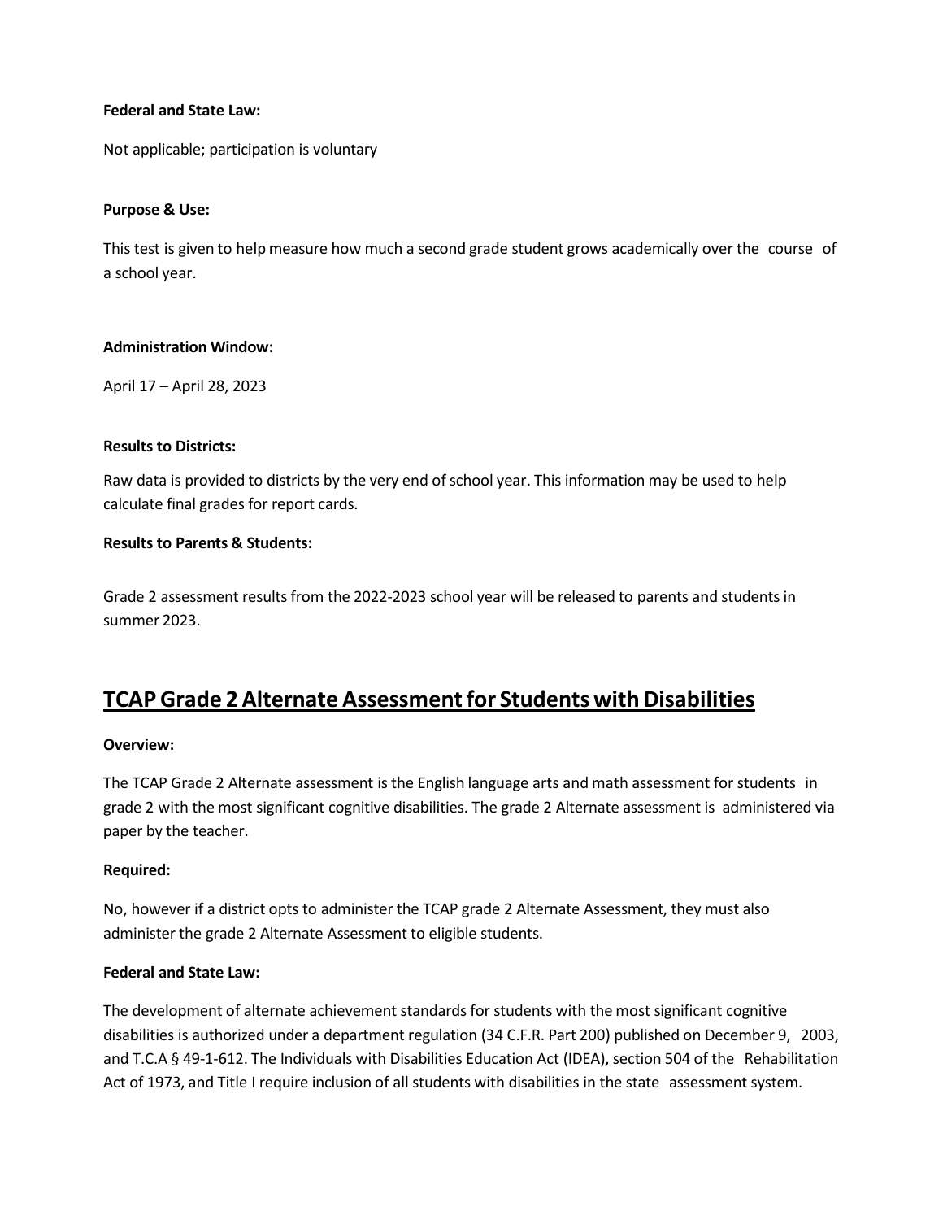**Federal and State Law:**

Not applicable; participation is voluntary

**Purpose & Use:**

This test is given to help measure how much a second grade student grows academically over the course of a school year.

**Administration Window:**

April 17 – April 28, 2023

**Results to Districts:**

Raw data is provided to districts by the very end of school year. This information may be used to help calculate final grades for report cards.

**Results to Parents & Students:**

Grade 2 assessment results from the 2022-2023 school year will be released to parents and students in summer 2023.

## TCAP Grade 2 Alternate Assessment for Students with Disabilities

**Overview:**

The TCAP Grade 2 Alternate assessment is the English language arts and math assessment for students in grade 2 with the most significant cognitive disabilities. The grade 2 Alternate assessment is administered via paper by the teacher.

**Required:**

No, however if a district opts to administer the TCAP grade 2 Alternate Assessment, they must also administer the grade 2 Alternate Assessment to eligible students.

**Federal and State Law:**

The development of alternate achievement standards for students with the most significant cognitive disabilities is authorized under a department regulation (34 C.F.R. Part 200) published on December 9, 2003, and T.C.A § 49-1-612. The Individuals with Disabilities Education Act (IDEA), section 504 of the Rehabilitation Act of 1973, and Title I require inclusion of all students with disabilities in the state assessment system.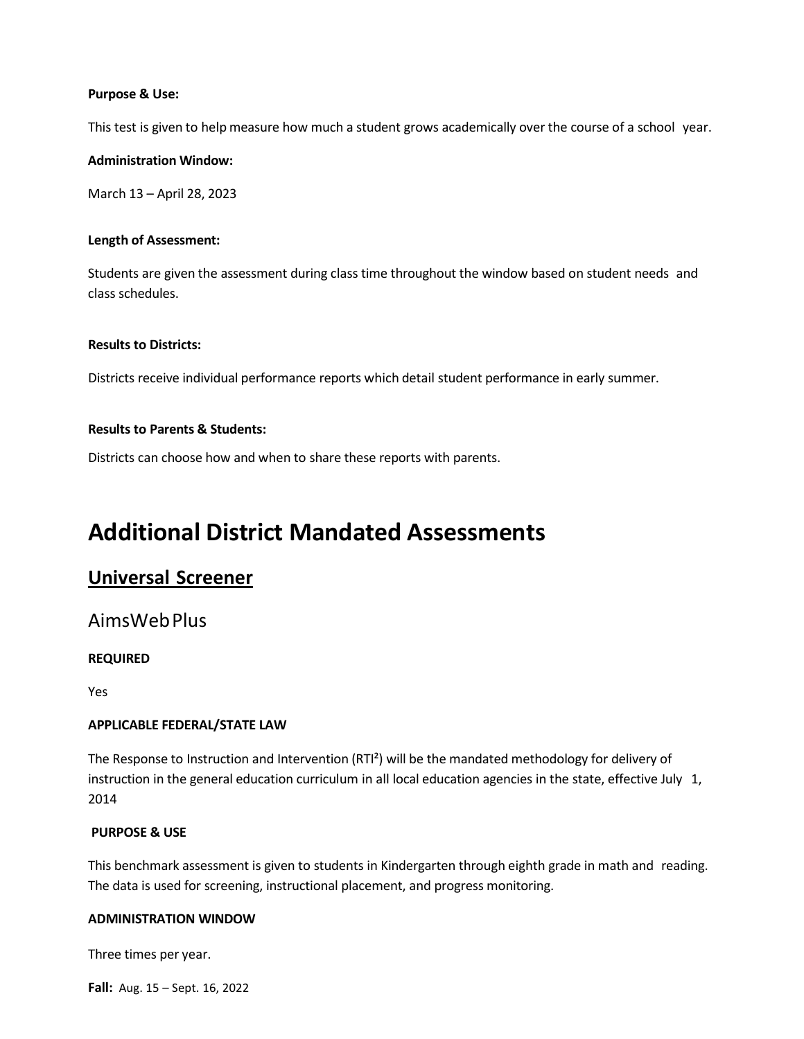**Purpose & Use:**

This test is given to help measure how much a student grows academically over the course of a school year.

**Administration Window:**

March 13 – April 28, 2023

**Length of Assessment:**

Students are given the assessment during class time throughout the window based on student needs and class schedules.

**Results to Districts:**

Districts receive individual performance reports which detail student performance in early summer.

**Results to Parents & Students:**

Districts can choose how and when to share these reports with parents.

# Additional District Mandated Assessments

## <u>Universal Screener</u>

### AimsWeb Plus

**REQUIRED**

Yes

**APPLICABLE FEDERAL/STATE LAW**

The Response to Instruction and Intervention (RTI²) will be the mandated methodology for delivery of instruction in the general education curriculum in all local education agencies in the state, effective July 1, 2014

**PURPOSE & USE**

This benchmark assessment is given to students in Kindergarten through eighth grade in math and reading. The data is used for screening, instructional placement, and progress monitoring.

**ADMINISTRATION WINDOW**

Three times per year.

**Fall:** Aug. 15 – Sept. 16, 2022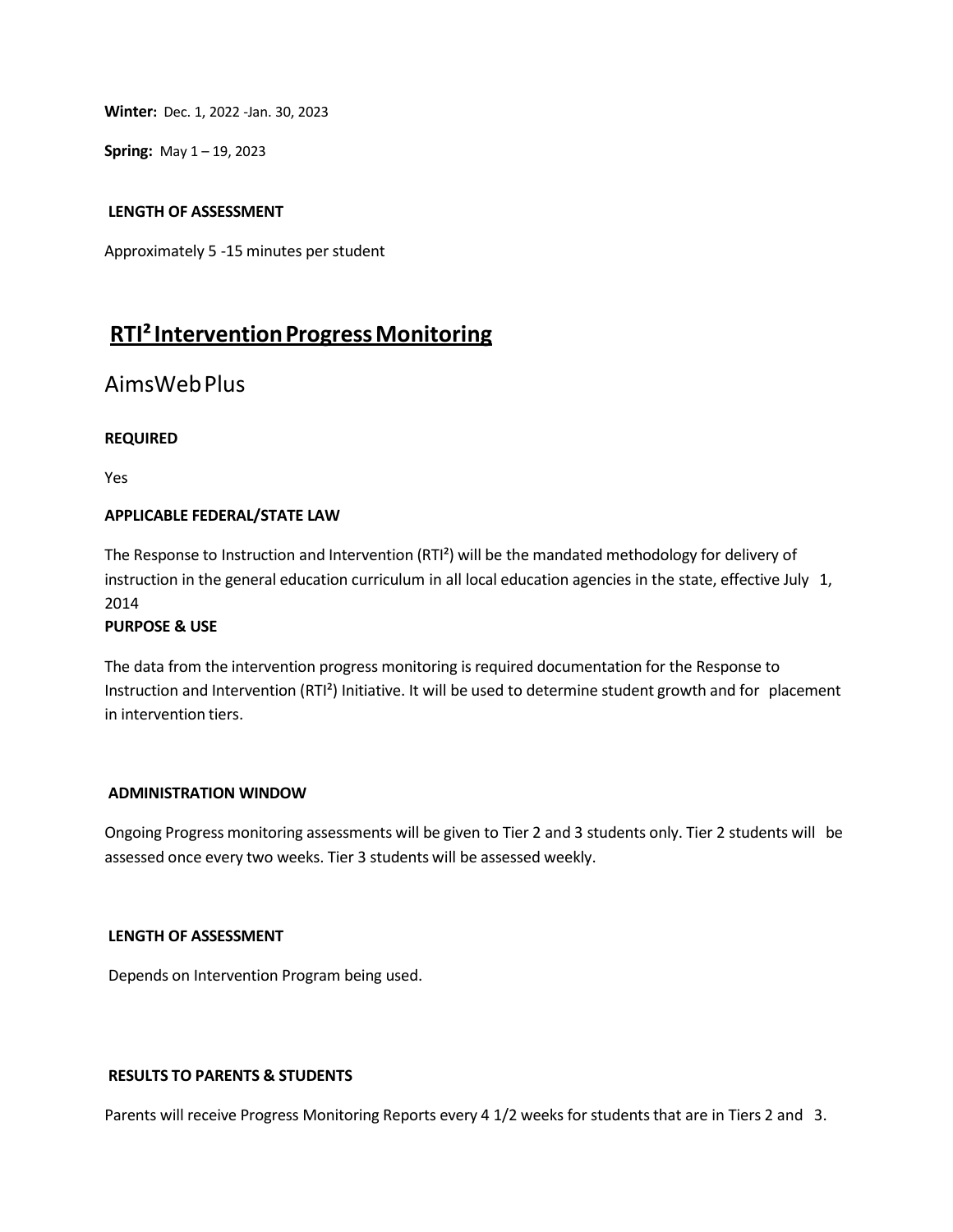**Winter:** Dec. 1, 2022 -Jan. 30, 2023

**Spring:** May 1 – 19, 2023

**LENGTH OF ASSESSMENT**

Approximately 5 -15 minutes per student

## RTI² Intervention Progress Monitoring

### AimsWeb Plus

**REQUIRED**

Yes

**APPLICABLE FEDERAL/STATE LAW**

The Response to Instruction and Intervention (RTI²) will be the mandated methodology for delivery of instruction in the general education curriculum in all local education agencies in the state, effective July 1, 2014

**PURPOSE & USE**

The data from the intervention progress monitoring is required documentation for the Response to Instruction and Intervention (RTI²) Initiative. It will be used to determine student growth and for placement in intervention tiers.

**ADMINISTRATION WINDOW**

Ongoing Progress monitoring assessments will be given to Tier 2 and 3 students only. Tier 2 students will be assessed once every two weeks. Tier 3 students will be assessed weekly.

**LENGTH OF ASSESSMENT**

Depends on Intervention Program being used.

**RESULTS TO PARENTS & STUDENTS**

Parents will receive Progress Monitoring Reports every 4 1/2 weeks for students that are in Tiers 2 and 3.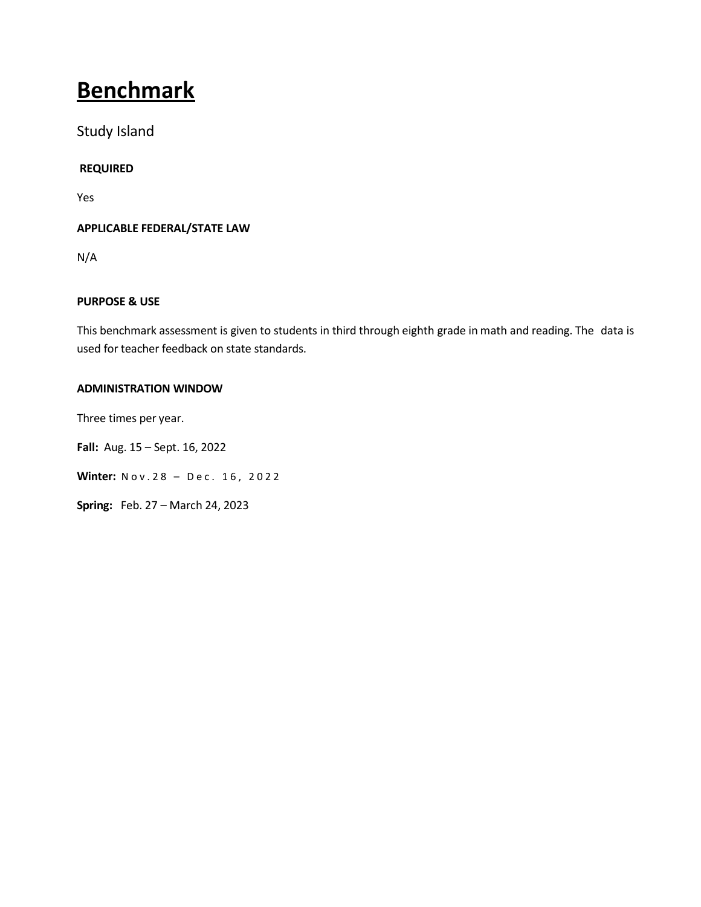# Benchmark

Study Island

**REQUIRED**

Yes

**APPLICABLE FEDERAL/STATE LAW**

N/A

**PURPOSE & USE**

This benchmark assessment is given to students in third through eighth grade in math and reading. The data is used for teacher feedback on state standards.

**ADMINISTRATION WINDOW**

Three times per year.

**Fall:** Aug. 15 – Sept. 16, 2022

**Winter:** Nov.28 – Dec. 16, 2022

**Spring:** Feb. 27 – March 24, 2023